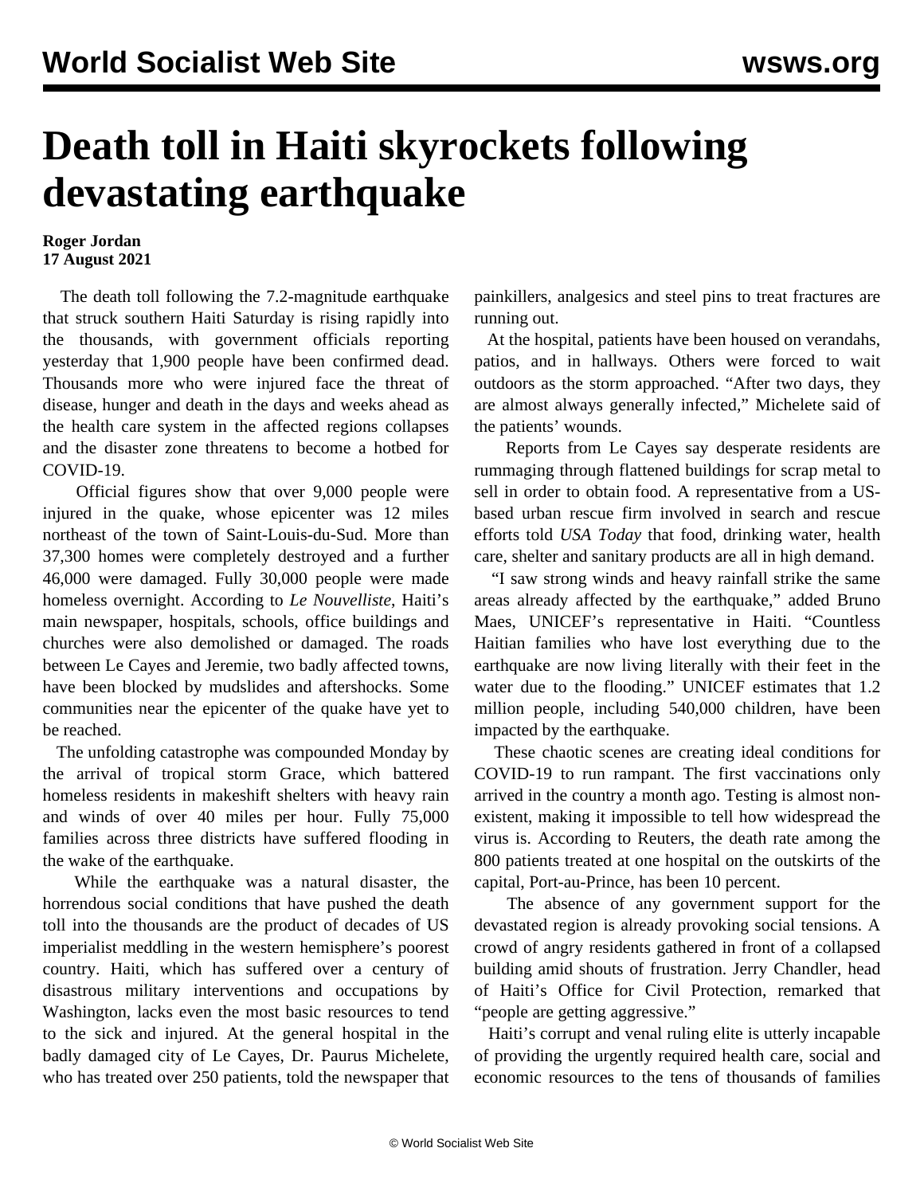# Death toll in Haiti skyrockets following devastating earthquake

**Roger Jordan**
**17 August 2021**

The death toll following the 7.2-magnitude earthquake that struck southern Haiti Saturday is rising rapidly into the thousands, with government officials reporting yesterday that 1,900 people have been confirmed dead. Thousands more who were injured face the threat of disease, hunger and death in the days and weeks ahead as the health care system in the affected regions collapses and the disaster zone threatens to become a hotbed for COVID-19.

Official figures show that over 9,000 people were injured in the quake, whose epicenter was 12 miles northeast of the town of Saint-Louis-du-Sud. More than 37,300 homes were completely destroyed and a further 46,000 were damaged. Fully 30,000 people were made homeless overnight. According to *Le Nouvelliste*, Haiti's main newspaper, hospitals, schools, office buildings and churches were also demolished or damaged. The roads between Le Cayes and Jeremie, two badly affected towns, have been blocked by mudslides and aftershocks. Some communities near the epicenter of the quake have yet to be reached.

The unfolding catastrophe was compounded Monday by the arrival of tropical storm Grace, which battered homeless residents in makeshift shelters with heavy rain and winds of over 40 miles per hour. Fully 75,000 families across three districts have suffered flooding in the wake of the earthquake.

While the earthquake was a natural disaster, the horrendous social conditions that have pushed the death toll into the thousands are the product of decades of US imperialist meddling in the western hemisphere's poorest country. Haiti, which has suffered over a century of disastrous military interventions and occupations by Washington, lacks even the most basic resources to tend to the sick and injured. At the general hospital in the badly damaged city of Le Cayes, Dr. Paurus Michelete, who has treated over 250 patients, told the newspaper that painkillers, analgesics and steel pins to treat fractures are running out.

At the hospital, patients have been housed on verandahs, patios, and in hallways. Others were forced to wait outdoors as the storm approached. "After two days, they are almost always generally infected," Michelete said of the patients' wounds.

Reports from Le Cayes say desperate residents are rummaging through flattened buildings for scrap metal to sell in order to obtain food. A representative from a US-based urban rescue firm involved in search and rescue efforts told *USA Today* that food, drinking water, health care, shelter and sanitary products are all in high demand.

"I saw strong winds and heavy rainfall strike the same areas already affected by the earthquake," added Bruno Maes, UNICEF's representative in Haiti. "Countless Haitian families who have lost everything due to the earthquake are now living literally with their feet in the water due to the flooding." UNICEF estimates that 1.2 million people, including 540,000 children, have been impacted by the earthquake.

These chaotic scenes are creating ideal conditions for COVID-19 to run rampant. The first vaccinations only arrived in the country a month ago. Testing is almost non-existent, making it impossible to tell how widespread the virus is. According to Reuters, the death rate among the 800 patients treated at one hospital on the outskirts of the capital, Port-au-Prince, has been 10 percent.

The absence of any government support for the devastated region is already provoking social tensions. A crowd of angry residents gathered in front of a collapsed building amid shouts of frustration. Jerry Chandler, head of Haiti's Office for Civil Protection, remarked that "people are getting aggressive."

Haiti's corrupt and venal ruling elite is utterly incapable of providing the urgently required health care, social and economic resources to the tens of thousands of families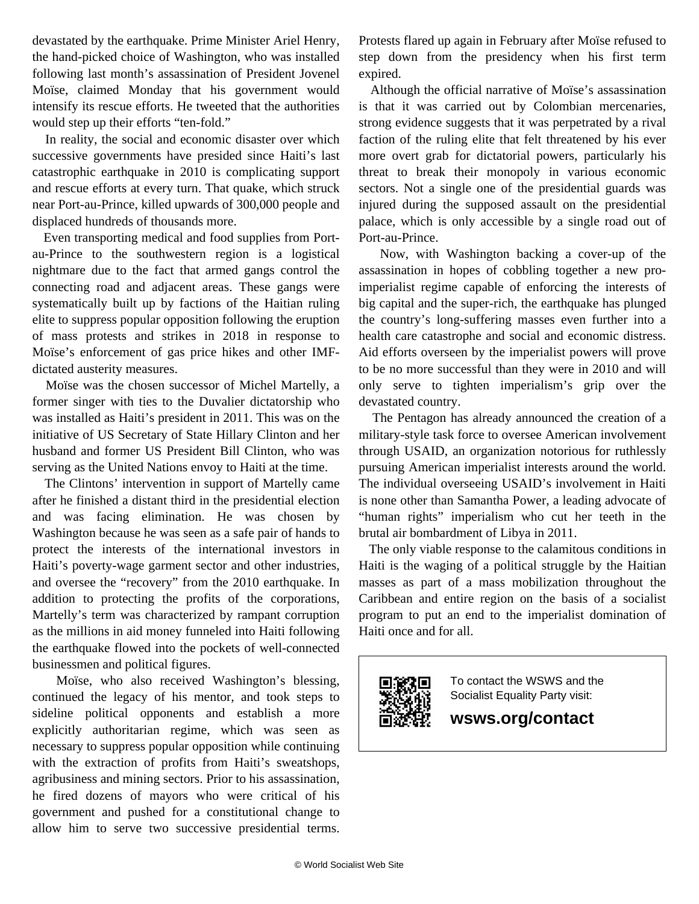devastated by the earthquake. Prime Minister Ariel Henry, the hand-picked choice of Washington, who was installed following last month's assassination of President Jovenel Moïse, claimed Monday that his government would intensify its rescue efforts. He tweeted that the authorities would step up their efforts "ten-fold."

In reality, the social and economic disaster over which successive governments have presided since Haiti's last catastrophic earthquake in 2010 is complicating support and rescue efforts at every turn. That quake, which struck near Port-au-Prince, killed upwards of 300,000 people and displaced hundreds of thousands more.

Even transporting medical and food supplies from Port-au-Prince to the southwestern region is a logistical nightmare due to the fact that armed gangs control the connecting road and adjacent areas. These gangs were systematically built up by factions of the Haitian ruling elite to suppress popular opposition following the eruption of mass protests and strikes in 2018 in response to Moïse's enforcement of gas price hikes and other IMF-dictated austerity measures.

Moïse was the chosen successor of Michel Martelly, a former singer with ties to the Duvalier dictatorship who was installed as Haiti's president in 2011. This was on the initiative of US Secretary of State Hillary Clinton and her husband and former US President Bill Clinton, who was serving as the United Nations envoy to Haiti at the time.

The Clintons' intervention in support of Martelly came after he finished a distant third in the presidential election and was facing elimination. He was chosen by Washington because he was seen as a safe pair of hands to protect the interests of the international investors in Haiti's poverty-wage garment sector and other industries, and oversee the "recovery" from the 2010 earthquake. In addition to protecting the profits of the corporations, Martelly's term was characterized by rampant corruption as the millions in aid money funneled into Haiti following the earthquake flowed into the pockets of well-connected businessmen and political figures.

Moïse, who also received Washington's blessing, continued the legacy of his mentor, and took steps to sideline political opponents and establish a more explicitly authoritarian regime, which was seen as necessary to suppress popular opposition while continuing with the extraction of profits from Haiti's sweatshops, agribusiness and mining sectors. Prior to his assassination, he fired dozens of mayors who were critical of his government and pushed for a constitutional change to allow him to serve two successive presidential terms. Protests flared up again in February after Moïse refused to step down from the presidency when his first term expired.

Although the official narrative of Moïse's assassination is that it was carried out by Colombian mercenaries, strong evidence suggests that it was perpetrated by a rival faction of the ruling elite that felt threatened by his ever more overt grab for dictatorial powers, particularly his threat to break their monopoly in various economic sectors. Not a single one of the presidential guards was injured during the supposed assault on the presidential palace, which is only accessible by a single road out of Port-au-Prince.

Now, with Washington backing a cover-up of the assassination in hopes of cobbling together a new pro-imperialist regime capable of enforcing the interests of big capital and the super-rich, the earthquake has plunged the country's long-suffering masses even further into a health care catastrophe and social and economic distress. Aid efforts overseen by the imperialist powers will prove to be no more successful than they were in 2010 and will only serve to tighten imperialism's grip over the devastated country.

The Pentagon has already announced the creation of a military-style task force to oversee American involvement through USAID, an organization notorious for ruthlessly pursuing American imperialist interests around the world. The individual overseeing USAID's involvement in Haiti is none other than Samantha Power, a leading advocate of "human rights" imperialism who cut her teeth in the brutal air bombardment of Libya in 2011.

The only viable response to the calamitous conditions in Haiti is the waging of a political struggle by the Haitian masses as part of a mass mobilization throughout the Caribbean and entire region on the basis of a socialist program to put an end to the imperialist domination of Haiti once and for all.

To contact the WSWS and the Socialist Equality Party visit:

**wsws.org/contact**